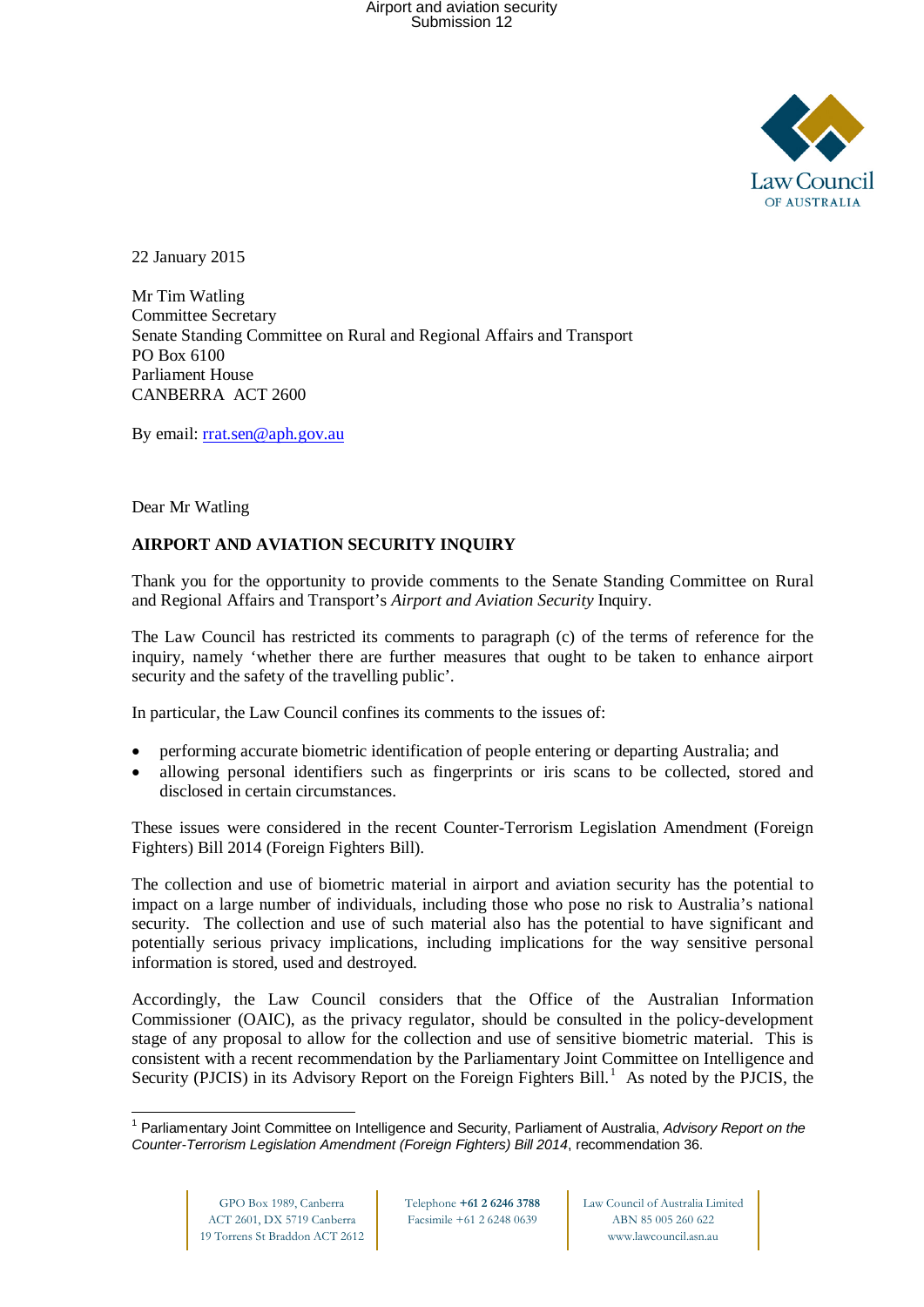22 January 2015

Mr Tim Watling
Committee Secretary
Senate Standing Committee on Rural and Regional Affairs and Transport
PO Box 6100
Parliament House
CANBERRA ACT 2600

By email: rrat.sen@aph.gov.au

Dear Mr Watling

**AIRPORT AND AVIATION SECURITY INQUIRY**

Thank you for the opportunity to provide comments to the Senate Standing Committee on Rural and Regional Affairs and Transport's *Airport and Aviation Security* Inquiry.

The Law Council has restricted its comments to paragraph (c) of the terms of reference for the inquiry, namely 'whether there are further measures that ought to be taken to enhance airport security and the safety of the travelling public'.

In particular, the Law Council confines its comments to the issues of:

- performing accurate biometric identification of people entering or departing Australia; and
- allowing personal identifiers such as fingerprints or iris scans to be collected, stored and disclosed in certain circumstances.

These issues were considered in the recent Counter-Terrorism Legislation Amendment (Foreign Fighters) Bill 2014 (Foreign Fighters Bill).

The collection and use of biometric material in airport and aviation security has the potential to impact on a large number of individuals, including those who pose no risk to Australia's national security. The collection and use of such material also has the potential to have significant and potentially serious privacy implications, including implications for the way sensitive personal information is stored, used and destroyed.

Accordingly, the Law Council considers that the Office of the Australian Information Commissioner (OAIC), as the privacy regulator, should be consulted in the policy-development stage of any proposal to allow for the collection and use of sensitive biometric material. This is consistent with a recent recommendation by the Parliamentary Joint Committee on Intelligence and Security (PJCIS) in its Advisory Report on the Foreign Fighters Bill.[1] As noted by the PJCIS, the

[1] Parliamentary Joint Committee on Intelligence and Security, Parliament of Australia, *Advisory Report on the Counter-Terrorism Legislation Amendment (Foreign Fighters) Bill 2014*, recommendation 36.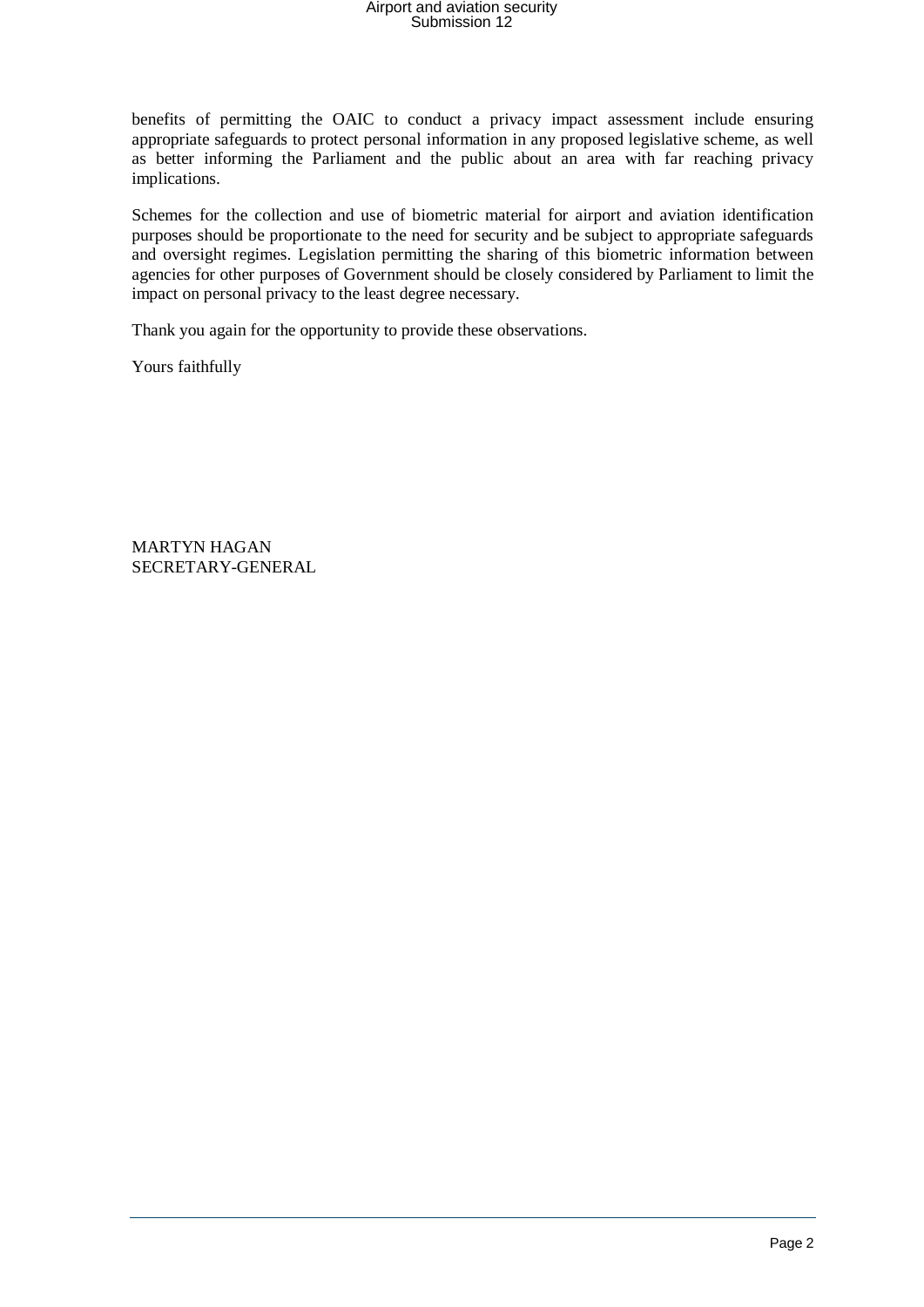benefits of permitting the OAIC to conduct a privacy impact assessment include ensuring appropriate safeguards to protect personal information in any proposed legislative scheme, as well as better informing the Parliament and the public about an area with far reaching privacy implications.

Schemes for the collection and use of biometric material for airport and aviation identification purposes should be proportionate to the need for security and be subject to appropriate safeguards and oversight regimes. Legislation permitting the sharing of this biometric information between agencies for other purposes of Government should be closely considered by Parliament to limit the impact on personal privacy to the least degree necessary.

Thank you again for the opportunity to provide these observations.

Yours faithfully

MARTYN HAGAN
SECRETARY-GENERAL